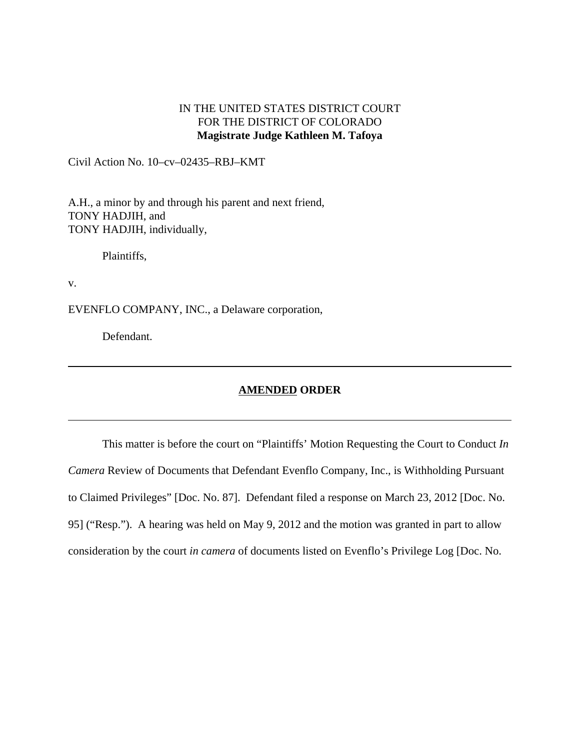IN THE UNITED STATES DISTRICT COURT
FOR THE DISTRICT OF COLORADO
**Magistrate Judge Kathleen M. Tafoya**

Civil Action No. 10–cv–02435–RBJ–KMT

A.H., a minor by and through his parent and next friend,
TONY HADJIH, and
TONY HADJIH, individually,

Plaintiffs,

v.

EVENFLO COMPANY, INC., a Delaware corporation,

Defendant.

---

**AMENDED ORDER**

---

This matter is before the court on "Plaintiffs' Motion Requesting the Court to Conduct *In Camera* Review of Documents that Defendant Evenflo Company, Inc., is Withholding Pursuant to Claimed Privileges" [Doc. No. 87]. Defendant filed a response on March 23, 2012 [Doc. No. 95] ("Resp."). A hearing was held on May 9, 2012 and the motion was granted in part to allow consideration by the court *in camera* of documents listed on Evenflo's Privilege Log [Doc. No.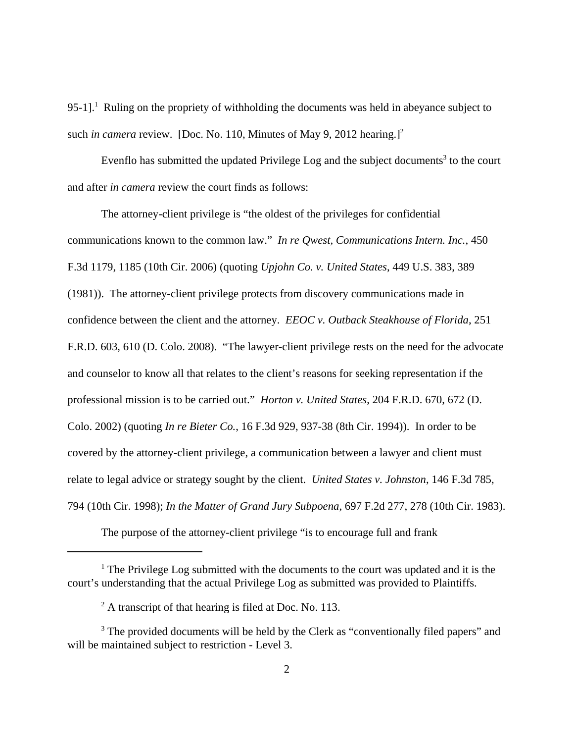95-1].[1] Ruling on the propriety of withholding the documents was held in abeyance subject to such *in camera* review. [Doc. No. 110, Minutes of May 9, 2012 hearing.][2]

Evenflo has submitted the updated Privilege Log and the subject documents[3] to the court and after *in camera* review the court finds as follows:

The attorney-client privilege is "the oldest of the privileges for confidential communications known to the common law." *In re Qwest, Communications Intern. Inc.*, 450 F.3d 1179, 1185 (10th Cir. 2006) (quoting *Upjohn Co. v. United States*, 449 U.S. 383, 389 (1981)). The attorney-client privilege protects from discovery communications made in confidence between the client and the attorney. *EEOC v. Outback Steakhouse of Florida*, 251 F.R.D. 603, 610 (D. Colo. 2008). "The lawyer-client privilege rests on the need for the advocate and counselor to know all that relates to the client's reasons for seeking representation if the professional mission is to be carried out." *Horton v. United States*, 204 F.R.D. 670, 672 (D. Colo. 2002) (quoting *In re Bieter Co.*, 16 F.3d 929, 937-38 (8th Cir. 1994)). In order to be covered by the attorney-client privilege, a communication between a lawyer and client must relate to legal advice or strategy sought by the client. *United States v. Johnston*, 146 F.3d 785, 794 (10th Cir. 1998); *In the Matter of Grand Jury Subpoena*, 697 F.2d 277, 278 (10th Cir. 1983).

The purpose of the attorney-client privilege "is to encourage full and frank

---

[1] The Privilege Log submitted with the documents to the court was updated and it is the court's understanding that the actual Privilege Log as submitted was provided to Plaintiffs.

[2] A transcript of that hearing is filed at Doc. No. 113.

[3] The provided documents will be held by the Clerk as "conventionally filed papers" and will be maintained subject to restriction - Level 3.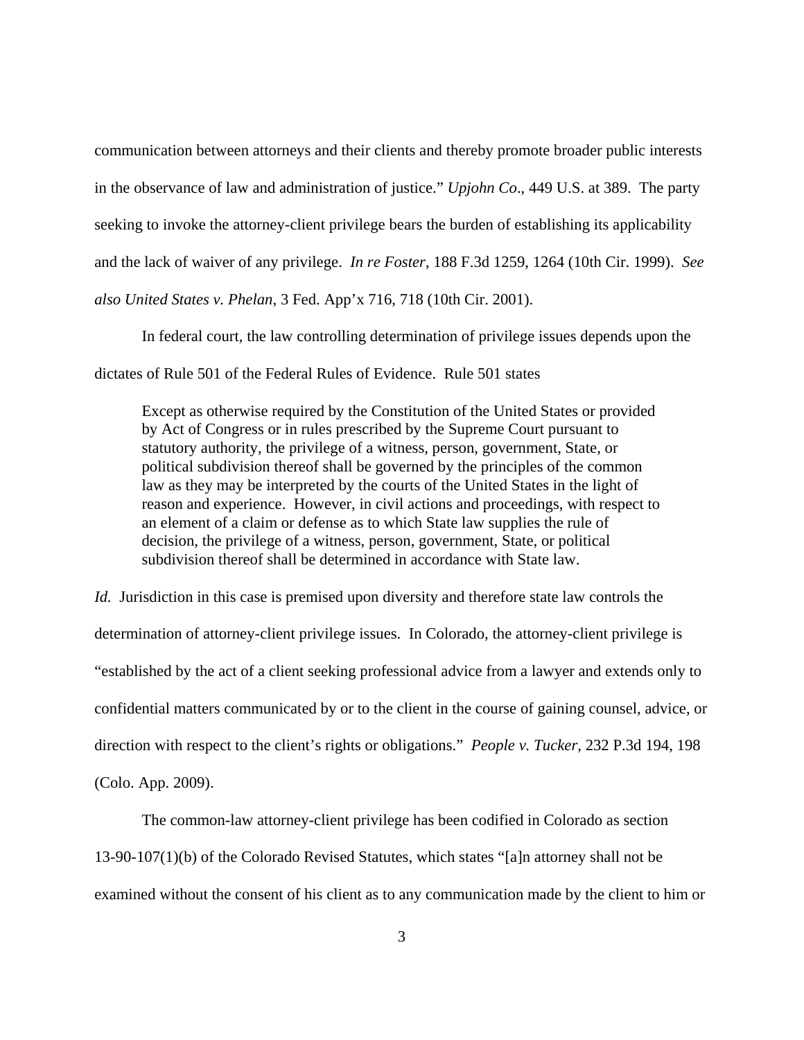communication between attorneys and their clients and thereby promote broader public interests in the observance of law and administration of justice." *Upjohn Co*., 449 U.S. at 389. The party seeking to invoke the attorney-client privilege bears the burden of establishing its applicability and the lack of waiver of any privilege. *In re Foster*, 188 F.3d 1259, 1264 (10th Cir. 1999). *See also United States v. Phelan*, 3 Fed. App'x 716, 718 (10th Cir. 2001).

In federal court, the law controlling determination of privilege issues depends upon the dictates of Rule 501 of the Federal Rules of Evidence. Rule 501 states

> Except as otherwise required by the Constitution of the United States or provided by Act of Congress or in rules prescribed by the Supreme Court pursuant to statutory authority, the privilege of a witness, person, government, State, or political subdivision thereof shall be governed by the principles of the common law as they may be interpreted by the courts of the United States in the light of reason and experience. However, in civil actions and proceedings, with respect to an element of a claim or defense as to which State law supplies the rule of decision, the privilege of a witness, person, government, State, or political subdivision thereof shall be determined in accordance with State law.

*Id.* Jurisdiction in this case is premised upon diversity and therefore state law controls the determination of attorney-client privilege issues. In Colorado, the attorney-client privilege is "established by the act of a client seeking professional advice from a lawyer and extends only to confidential matters communicated by or to the client in the course of gaining counsel, advice, or direction with respect to the client's rights or obligations." *People v. Tucker*, 232 P.3d 194, 198 (Colo. App. 2009).

The common-law attorney-client privilege has been codified in Colorado as section 13-90-107(1)(b) of the Colorado Revised Statutes, which states "[a]n attorney shall not be examined without the consent of his client as to any communication made by the client to him or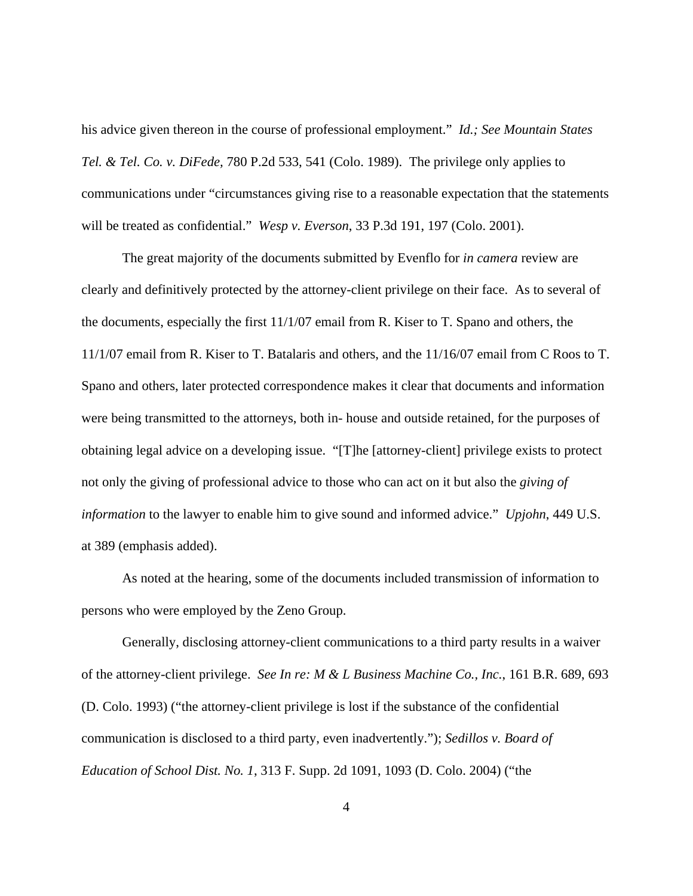his advice given thereon in the course of professional employment." *Id.; See Mountain States Tel. & Tel. Co. v. DiFede*, 780 P.2d 533, 541 (Colo. 1989). The privilege only applies to communications under "circumstances giving rise to a reasonable expectation that the statements will be treated as confidential." *Wesp v. Everson*, 33 P.3d 191, 197 (Colo. 2001).

The great majority of the documents submitted by Evenflo for *in camera* review are clearly and definitively protected by the attorney-client privilege on their face. As to several of the documents, especially the first 11/1/07 email from R. Kiser to T. Spano and others, the 11/1/07 email from R. Kiser to T. Batalaris and others, and the 11/16/07 email from C Roos to T. Spano and others, later protected correspondence makes it clear that documents and information were being transmitted to the attorneys, both in- house and outside retained, for the purposes of obtaining legal advice on a developing issue. "[T]he [attorney-client] privilege exists to protect not only the giving of professional advice to those who can act on it but also the *giving of information* to the lawyer to enable him to give sound and informed advice." *Upjohn*, 449 U.S. at 389 (emphasis added).

As noted at the hearing, some of the documents included transmission of information to persons who were employed by the Zeno Group.

Generally, disclosing attorney-client communications to a third party results in a waiver of the attorney-client privilege. *See In re: M & L Business Machine Co., Inc.*, 161 B.R. 689, 693 (D. Colo. 1993) ("the attorney-client privilege is lost if the substance of the confidential communication is disclosed to a third party, even inadvertently."); *Sedillos v. Board of Education of School Dist. No. 1*, 313 F. Supp. 2d 1091, 1093 (D. Colo. 2004) ("the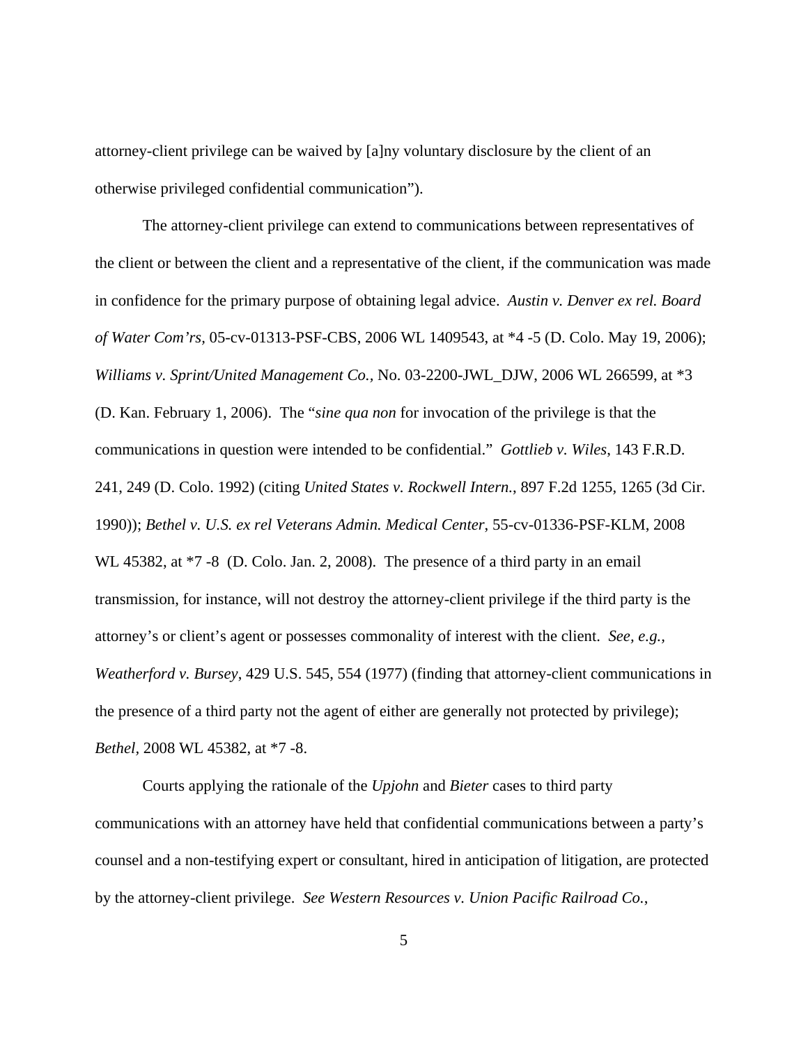attorney-client privilege can be waived by [a]ny voluntary disclosure by the client of an otherwise privileged confidential communication").

The attorney-client privilege can extend to communications between representatives of the client or between the client and a representative of the client, if the communication was made in confidence for the primary purpose of obtaining legal advice. *Austin v. Denver ex rel. Board of Water Com'rs*, 05-cv-01313-PSF-CBS, 2006 WL 1409543, at *4 -5 (D. Colo. May 19, 2006); *Williams v. Sprint/United Management Co.,* No. 03-2200-JWL_DJW, 2006 WL 266599, at *3 (D. Kan. February 1, 2006). The "*sine qua non* for invocation of the privilege is that the communications in question were intended to be confidential." *Gottlieb v. Wiles*, 143 F.R.D. 241, 249 (D. Colo. 1992) (citing *United States v. Rockwell Intern.*, 897 F.2d 1255, 1265 (3d Cir. 1990)); *Bethel v. U.S. ex rel Veterans Admin. Medical Center*, 55-cv-01336-PSF-KLM, 2008 WL 45382, at *7 -8 (D. Colo. Jan. 2, 2008). The presence of a third party in an email transmission, for instance, will not destroy the attorney-client privilege if the third party is the attorney's or client's agent or possesses commonality of interest with the client. *See, e.g., Weatherford v. Bursey*, 429 U.S. 545, 554 (1977) (finding that attorney-client communications in the presence of a third party not the agent of either are generally not protected by privilege); *Bethel*, 2008 WL 45382, at *7 -8.

Courts applying the rationale of the *Upjohn* and *Bieter* cases to third party communications with an attorney have held that confidential communications between a party's counsel and a non-testifying expert or consultant, hired in anticipation of litigation, are protected by the attorney-client privilege. *See Western Resources v. Union Pacific Railroad Co.*,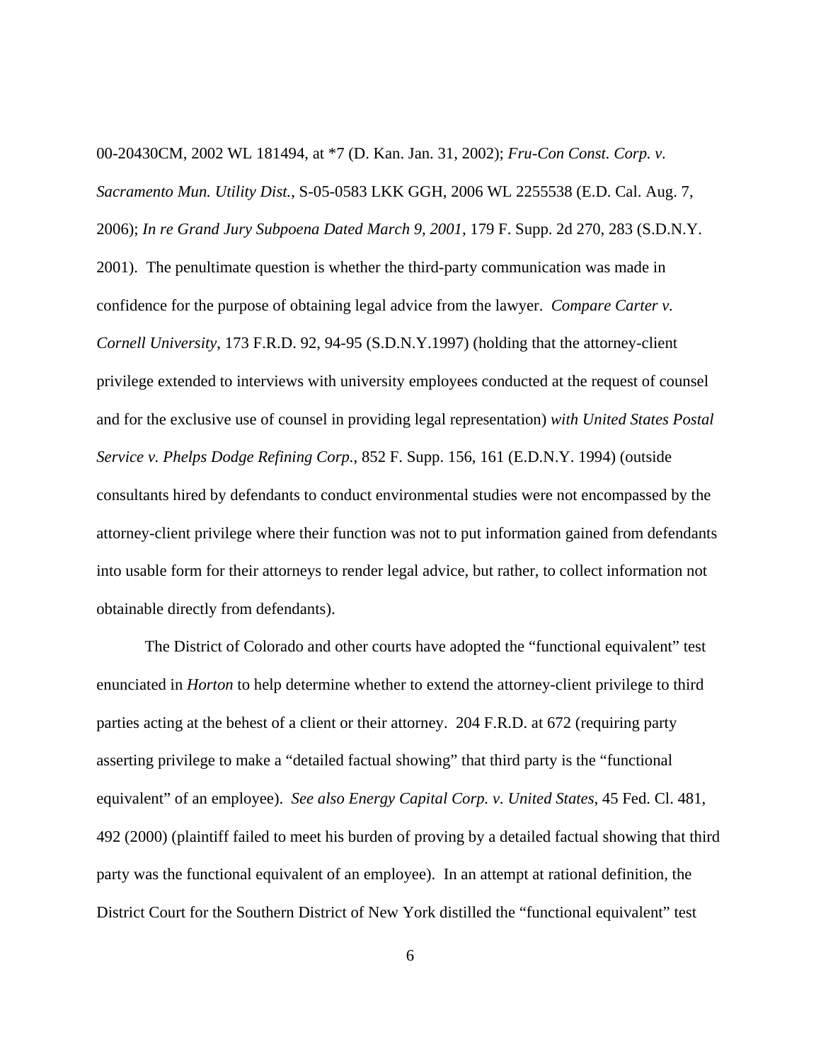00-20430CM, 2002 WL 181494, at *7 (D. Kan. Jan. 31, 2002); *Fru-Con Const. Corp. v. Sacramento Mun. Utility Dist.*, S-05-0583 LKK GGH, 2006 WL 2255538 (E.D. Cal. Aug. 7, 2006); *In re Grand Jury Subpoena Dated March 9, 2001*, 179 F. Supp. 2d 270, 283 (S.D.N.Y. 2001). The penultimate question is whether the third-party communication was made in confidence for the purpose of obtaining legal advice from the lawyer. *Compare Carter v. Cornell University*, 173 F.R.D. 92, 94-95 (S.D.N.Y.1997) (holding that the attorney-client privilege extended to interviews with university employees conducted at the request of counsel and for the exclusive use of counsel in providing legal representation) *with United States Postal Service v. Phelps Dodge Refining Corp.*, 852 F. Supp. 156, 161 (E.D.N.Y. 1994) (outside consultants hired by defendants to conduct environmental studies were not encompassed by the attorney-client privilege where their function was not to put information gained from defendants into usable form for their attorneys to render legal advice, but rather, to collect information not obtainable directly from defendants).

The District of Colorado and other courts have adopted the "functional equivalent" test enunciated in *Horton* to help determine whether to extend the attorney-client privilege to third parties acting at the behest of a client or their attorney. 204 F.R.D. at 672 (requiring party asserting privilege to make a "detailed factual showing" that third party is the "functional equivalent" of an employee). *See also Energy Capital Corp. v. United States*, 45 Fed. Cl. 481, 492 (2000) (plaintiff failed to meet his burden of proving by a detailed factual showing that third party was the functional equivalent of an employee). In an attempt at rational definition, the District Court for the Southern District of New York distilled the "functional equivalent" test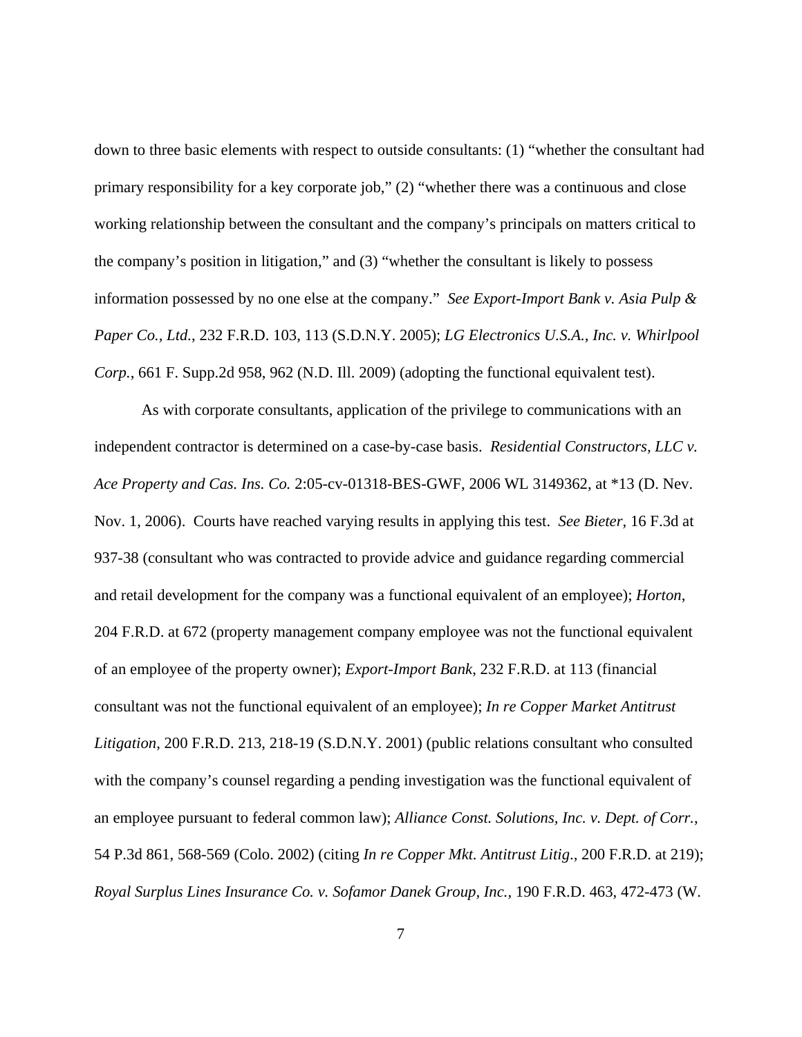down to three basic elements with respect to outside consultants: (1) "whether the consultant had primary responsibility for a key corporate job," (2) "whether there was a continuous and close working relationship between the consultant and the company's principals on matters critical to the company's position in litigation," and (3) "whether the consultant is likely to possess information possessed by no one else at the company." *See Export-Import Bank v. Asia Pulp & Paper Co., Ltd.*, 232 F.R.D. 103, 113 (S.D.N.Y. 2005); *LG Electronics U.S.A., Inc. v. Whirlpool Corp.*, 661 F. Supp.2d 958, 962 (N.D. Ill. 2009) (adopting the functional equivalent test).

As with corporate consultants, application of the privilege to communications with an independent contractor is determined on a case-by-case basis. *Residential Constructors, LLC v. Ace Property and Cas. Ins. Co.* 2:05-cv-01318-BES-GWF, 2006 WL 3149362, at *13 (D. Nev. Nov. 1, 2006). Courts have reached varying results in applying this test. *See Bieter*, 16 F.3d at 937-38 (consultant who was contracted to provide advice and guidance regarding commercial and retail development for the company was a functional equivalent of an employee); *Horton*, 204 F.R.D. at 672 (property management company employee was not the functional equivalent of an employee of the property owner); *Export-Import Bank*, 232 F.R.D. at 113 (financial consultant was not the functional equivalent of an employee); *In re Copper Market Antitrust Litigation*, 200 F.R.D. 213, 218-19 (S.D.N.Y. 2001) (public relations consultant who consulted with the company's counsel regarding a pending investigation was the functional equivalent of an employee pursuant to federal common law); *Alliance Const. Solutions, Inc. v. Dept. of Corr.*, 54 P.3d 861, 568-569 (Colo. 2002) (citing *In re Copper Mkt. Antitrust Litig.*, 200 F.R.D. at 219); *Royal Surplus Lines Insurance Co. v. Sofamor Danek Group, Inc.*, 190 F.R.D. 463, 472-473 (W.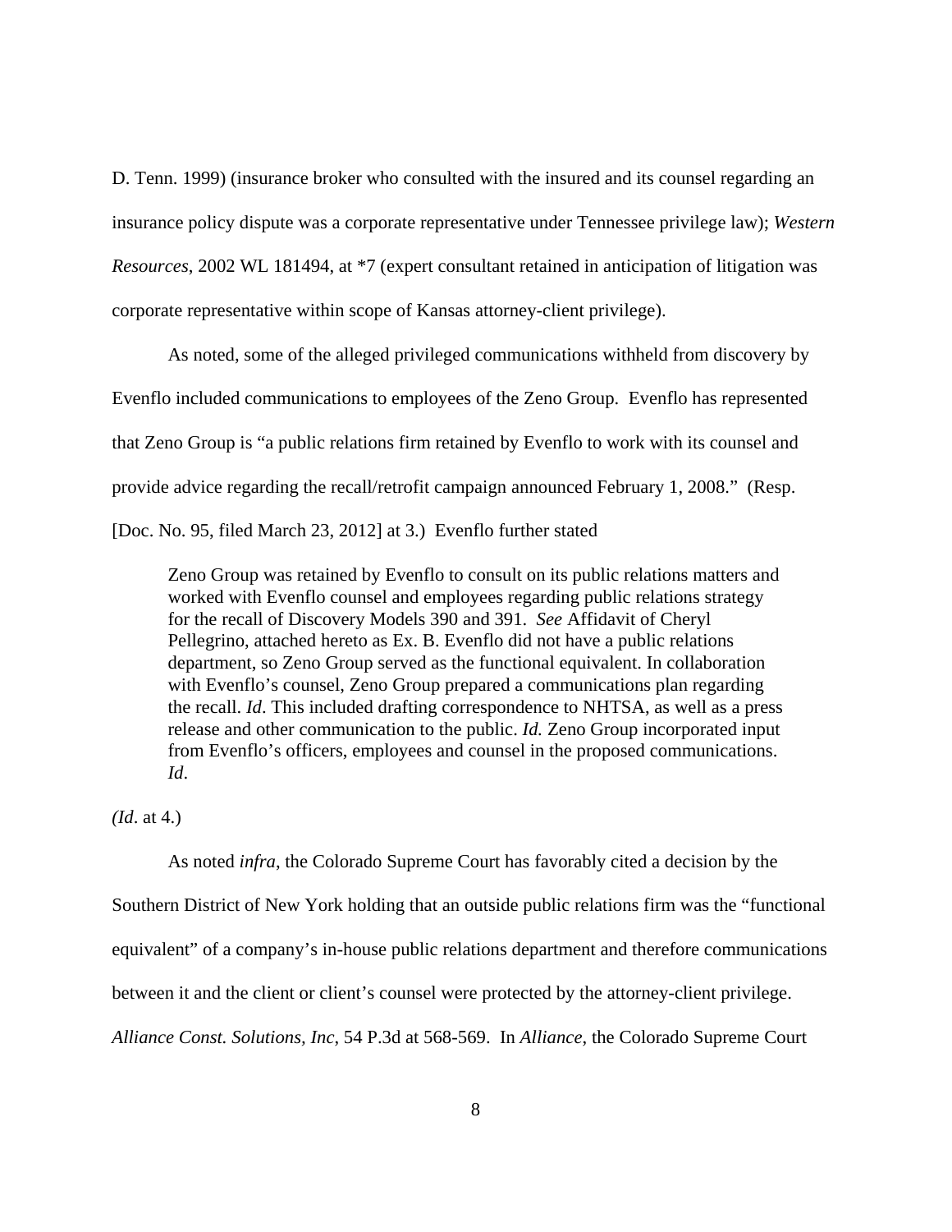D. Tenn. 1999) (insurance broker who consulted with the insured and its counsel regarding an insurance policy dispute was a corporate representative under Tennessee privilege law); *Western Resources*, 2002 WL 181494, at *7 (expert consultant retained in anticipation of litigation was corporate representative within scope of Kansas attorney-client privilege).

As noted, some of the alleged privileged communications withheld from discovery by Evenflo included communications to employees of the Zeno Group. Evenflo has represented that Zeno Group is "a public relations firm retained by Evenflo to work with its counsel and provide advice regarding the recall/retrofit campaign announced February 1, 2008." (Resp. [Doc. No. 95, filed March 23, 2012] at 3.) Evenflo further stated

> Zeno Group was retained by Evenflo to consult on its public relations matters and worked with Evenflo counsel and employees regarding public relations strategy for the recall of Discovery Models 390 and 391. *See* Affidavit of Cheryl Pellegrino, attached hereto as Ex. B. Evenflo did not have a public relations department, so Zeno Group served as the functional equivalent. In collaboration with Evenflo's counsel, Zeno Group prepared a communications plan regarding the recall. *Id*. This included drafting correspondence to NHTSA, as well as a press release and other communication to the public. *Id.* Zeno Group incorporated input from Evenflo's officers, employees and counsel in the proposed communications. *Id*.

*(Id*. at 4.)

As noted *infra*, the Colorado Supreme Court has favorably cited a decision by the Southern District of New York holding that an outside public relations firm was the "functional equivalent" of a company's in-house public relations department and therefore communications between it and the client or client's counsel were protected by the attorney-client privilege. *Alliance Const. Solutions, Inc*, 54 P.3d at 568-569. In *Alliance*, the Colorado Supreme Court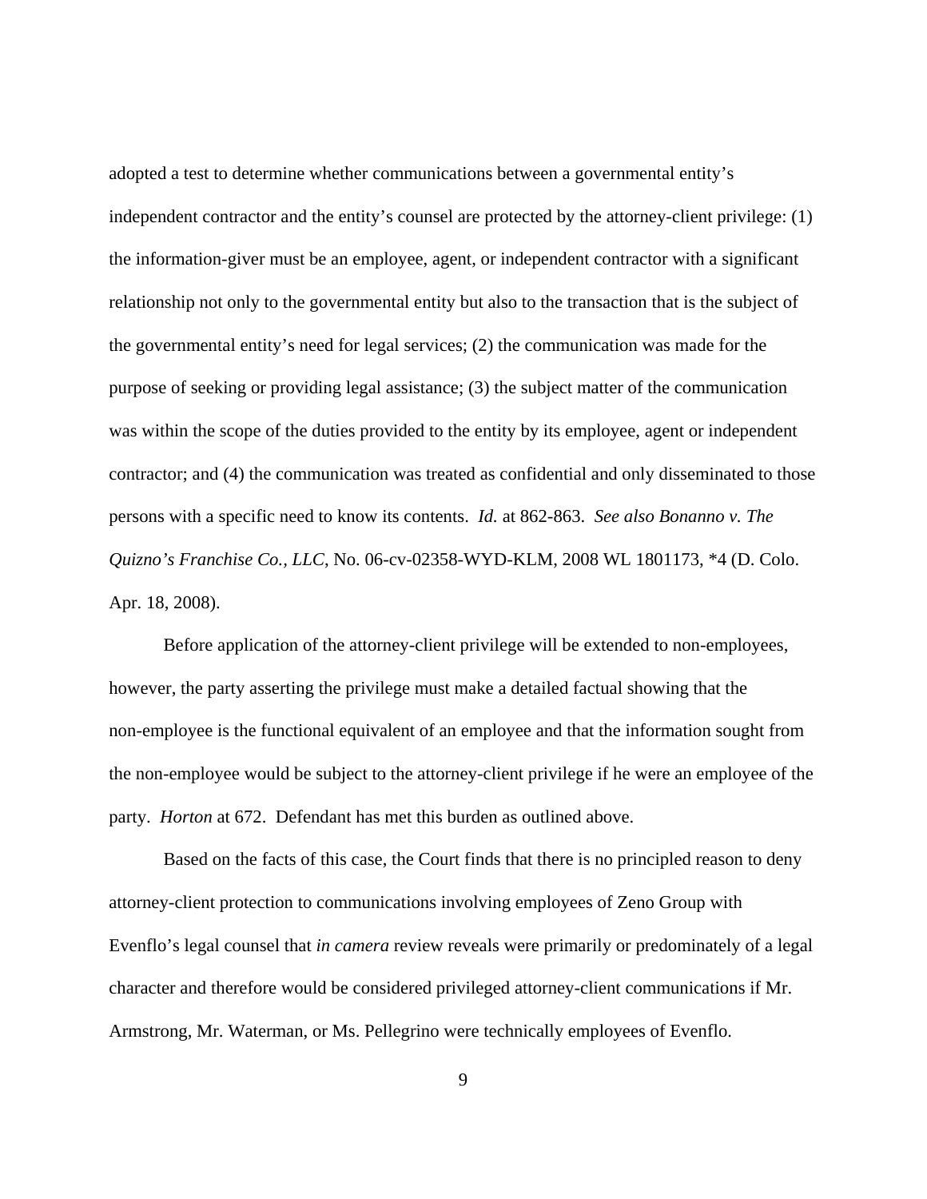adopted a test to determine whether communications between a governmental entity's independent contractor and the entity's counsel are protected by the attorney-client privilege: (1) the information-giver must be an employee, agent, or independent contractor with a significant relationship not only to the governmental entity but also to the transaction that is the subject of the governmental entity's need for legal services; (2) the communication was made for the purpose of seeking or providing legal assistance; (3) the subject matter of the communication was within the scope of the duties provided to the entity by its employee, agent or independent contractor; and (4) the communication was treated as confidential and only disseminated to those persons with a specific need to know its contents. *Id.* at 862-863. *See also Bonanno v. The Quizno's Franchise Co., LLC*, No. 06-cv-02358-WYD-KLM, 2008 WL 1801173, *4 (D. Colo. Apr. 18, 2008).

Before application of the attorney-client privilege will be extended to non-employees, however, the party asserting the privilege must make a detailed factual showing that the non-employee is the functional equivalent of an employee and that the information sought from the non-employee would be subject to the attorney-client privilege if he were an employee of the party. *Horton* at 672. Defendant has met this burden as outlined above.

Based on the facts of this case, the Court finds that there is no principled reason to deny attorney-client protection to communications involving employees of Zeno Group with Evenflo's legal counsel that *in camera* review reveals were primarily or predominately of a legal character and therefore would be considered privileged attorney-client communications if Mr. Armstrong, Mr. Waterman, or Ms. Pellegrino were technically employees of Evenflo.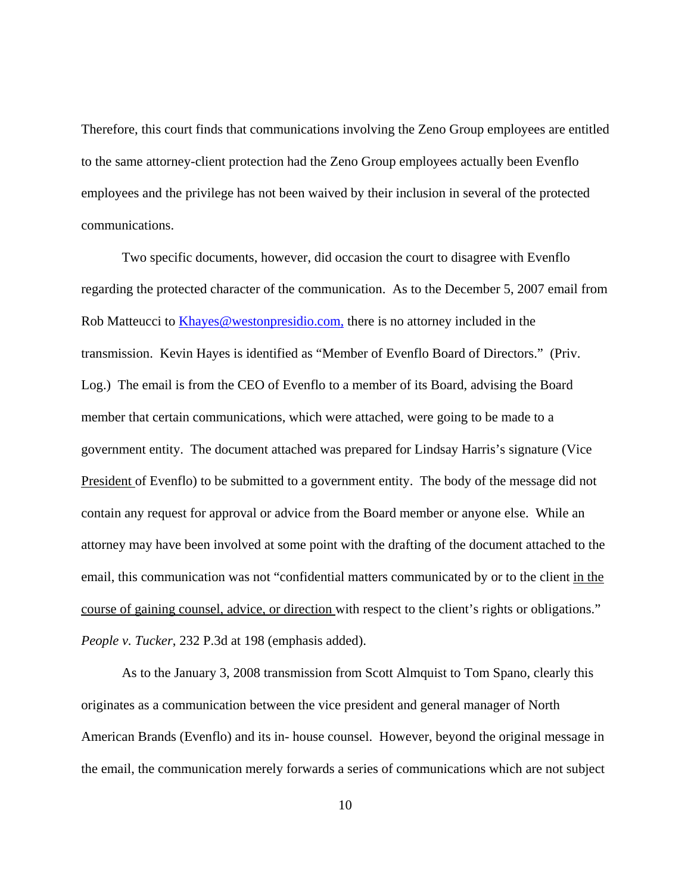Therefore, this court finds that communications involving the Zeno Group employees are entitled to the same attorney-client protection had the Zeno Group employees actually been Evenflo employees and the privilege has not been waived by their inclusion in several of the protected communications.

Two specific documents, however, did occasion the court to disagree with Evenflo regarding the protected character of the communication. As to the December 5, 2007 email from Rob Matteucci to Khayes@westonpresidio.com, there is no attorney included in the transmission. Kevin Hayes is identified as "Member of Evenflo Board of Directors." (Priv. Log.) The email is from the CEO of Evenflo to a member of its Board, advising the Board member that certain communications, which were attached, were going to be made to a government entity. The document attached was prepared for Lindsay Harris's signature (Vice President of Evenflo) to be submitted to a government entity. The body of the message did not contain any request for approval or advice from the Board member or anyone else. While an attorney may have been involved at some point with the drafting of the document attached to the email, this communication was not "confidential matters communicated by or to the client in the course of gaining counsel, advice, or direction with respect to the client's rights or obligations." *People v. Tucker*, 232 P.3d at 198 (emphasis added).

As to the January 3, 2008 transmission from Scott Almquist to Tom Spano, clearly this originates as a communication between the vice president and general manager of North American Brands (Evenflo) and its in- house counsel. However, beyond the original message in the email, the communication merely forwards a series of communications which are not subject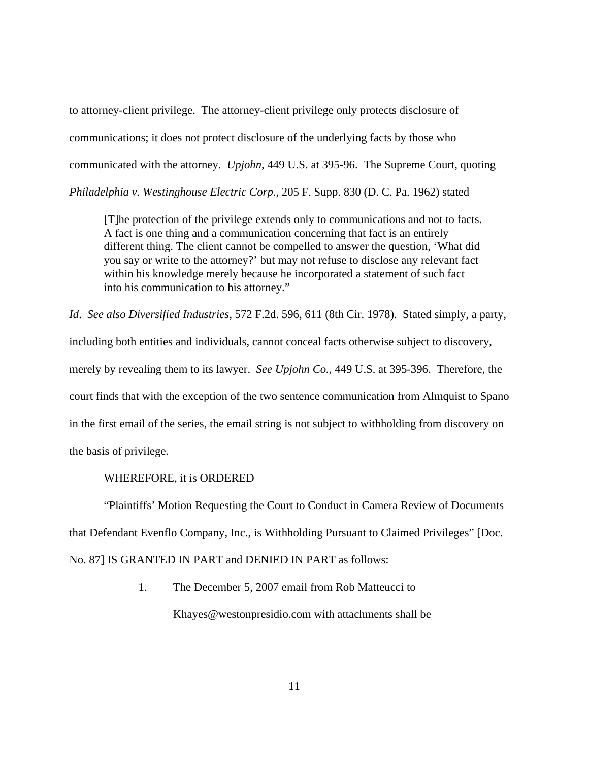to attorney-client privilege. The attorney-client privilege only protects disclosure of communications; it does not protect disclosure of the underlying facts by those who communicated with the attorney. *Upjohn*, 449 U.S. at 395-96. The Supreme Court, quoting *Philadelphia v. Westinghouse Electric Corp*., 205 F. Supp. 830 (D. C. Pa. 1962) stated

> [T]he protection of the privilege extends only to communications and not to facts. A fact is one thing and a communication concerning that fact is an entirely different thing. The client cannot be compelled to answer the question, 'What did you say or write to the attorney?' but may not refuse to disclose any relevant fact within his knowledge merely because he incorporated a statement of such fact into his communication to his attorney."

*Id*. *See also Diversified Industries*, 572 F.2d. 596, 611 (8th Cir. 1978). Stated simply, a party, including both entities and individuals, cannot conceal facts otherwise subject to discovery, merely by revealing them to its lawyer. *See Upjohn Co.*, 449 U.S. at 395-396. Therefore, the court finds that with the exception of the two sentence communication from Almquist to Spano in the first email of the series, the email string is not subject to withholding from discovery on the basis of privilege.

WHEREFORE, it is ORDERED

"Plaintiffs' Motion Requesting the Court to Conduct in Camera Review of Documents that Defendant Evenflo Company, Inc., is Withholding Pursuant to Claimed Privileges" [Doc. No. 87] IS GRANTED IN PART and DENIED IN PART as follows:

1. The December 5, 2007 email from Rob Matteucci to Khayes@westonpresidio.com with attachments shall be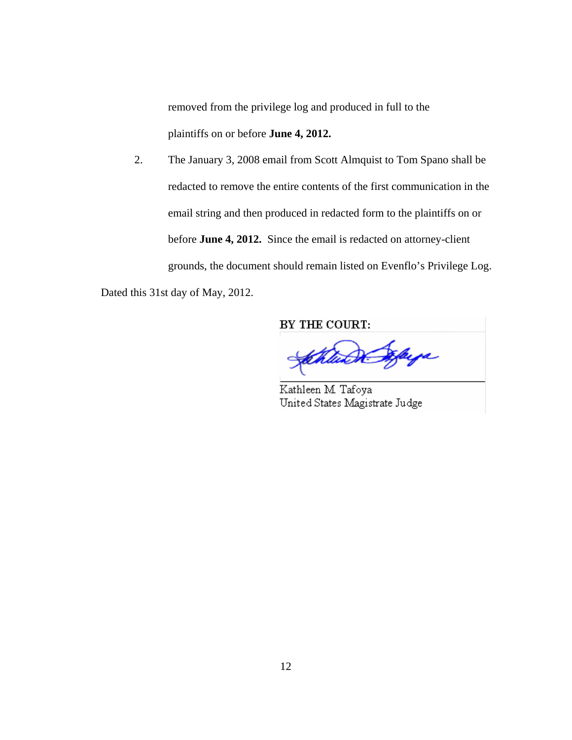removed from the privilege log and produced in full to the plaintiffs on or before **June 4, 2012.**

2. The January 3, 2008 email from Scott Almquist to Tom Spano shall be redacted to remove the entire contents of the first communication in the email string and then produced in redacted form to the plaintiffs on or before **June 4, 2012.** Since the email is redacted on attorney-client grounds, the document should remain listed on Evenflo's Privilege Log.

Dated this 31st day of May, 2012.

BY THE COURT:

Kathleen M. Tafoya
United States Magistrate Judge